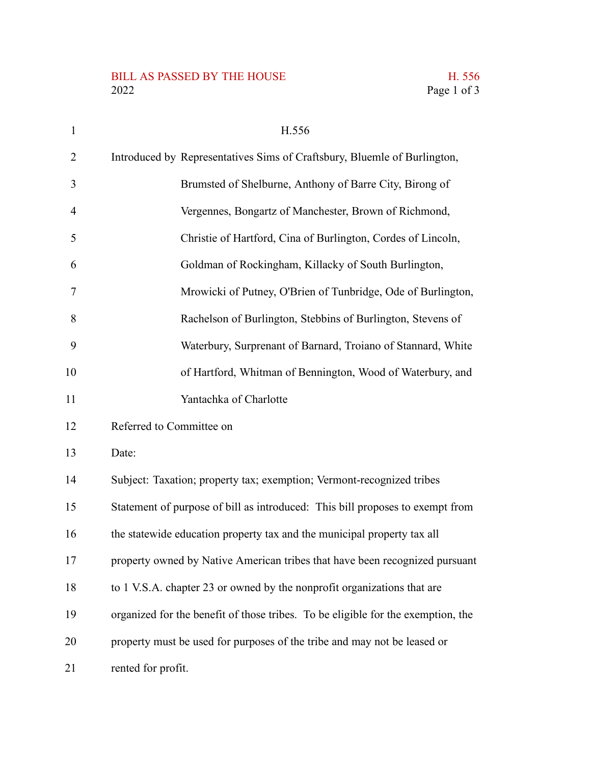H.556

Introduced by Representatives Sims of Craftsbury, Bluemle of Burlington, Brumsted of Shelburne, Anthony of Barre City, Birong of Vergennes, Bongartz of Manchester, Brown of Richmond, Christie of Hartford, Cina of Burlington, Cordes of Lincoln, Goldman of Rockingham, Killacky of South Burlington, Mrowicki of Putney, O'Brien of Tunbridge, Ode of Burlington, Rachelson of Burlington, Stebbins of Burlington, Stevens of Waterbury, Surprenant of Barnard, Troiano of Stannard, White of Hartford, Whitman of Bennington, Wood of Waterbury, and Yantachka of Charlotte

Referred to Committee on

Date:

Subject: Taxation; property tax; exemption; Vermont-recognized tribes

Statement of purpose of bill as introduced: This bill proposes to exempt from the statewide education property tax and the municipal property tax all property owned by Native American tribes that have been recognized pursuant to 1 V.S.A. chapter 23 or owned by the nonprofit organizations that are organized for the benefit of those tribes. To be eligible for the exemption, the property must be used for purposes of the tribe and may not be leased or rented for profit.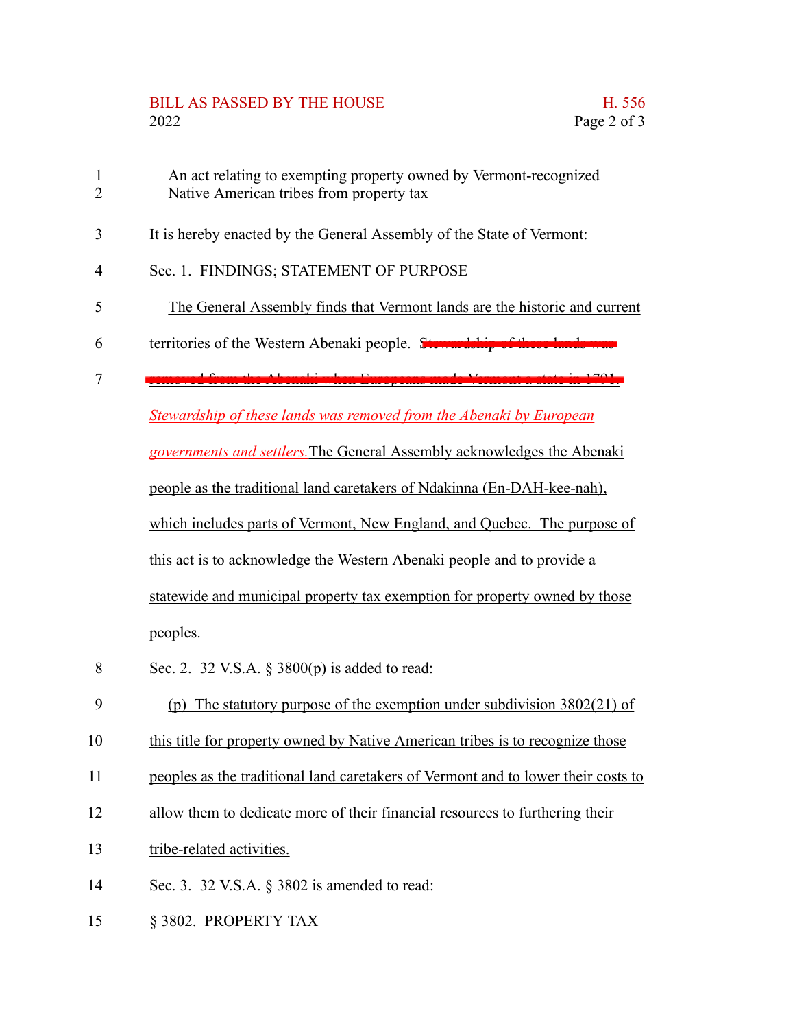An act relating to exempting property owned by Vermont-recognized Native American tribes from property tax

It is hereby enacted by the General Assembly of the State of Vermont:

Sec. 1. FINDINGS; STATEMENT OF PURPOSE

The General Assembly finds that Vermont lands are the historic and current territories of the Western Abenaki people. ~~Stewardship of these lands was removed from the Abenaki when Europeans made Vermont a state in 1791.~~ *Stewardship of these lands was removed from the Abenaki by European governments and settlers.* The General Assembly acknowledges the Abenaki people as the traditional land caretakers of Ndakinna (En-DAH-kee-nah), which includes parts of Vermont, New England, and Quebec. The purpose of this act is to acknowledge the Western Abenaki people and to provide a statewide and municipal property tax exemption for property owned by those peoples.

Sec. 2. 32 V.S.A. § 3800(p) is added to read:

(p) The statutory purpose of the exemption under subdivision 3802(21) of this title for property owned by Native American tribes is to recognize those peoples as the traditional land caretakers of Vermont and to lower their costs to allow them to dedicate more of their financial resources to furthering their tribe-related activities.

Sec. 3. 32 V.S.A. § 3802 is amended to read:

§ 3802. PROPERTY TAX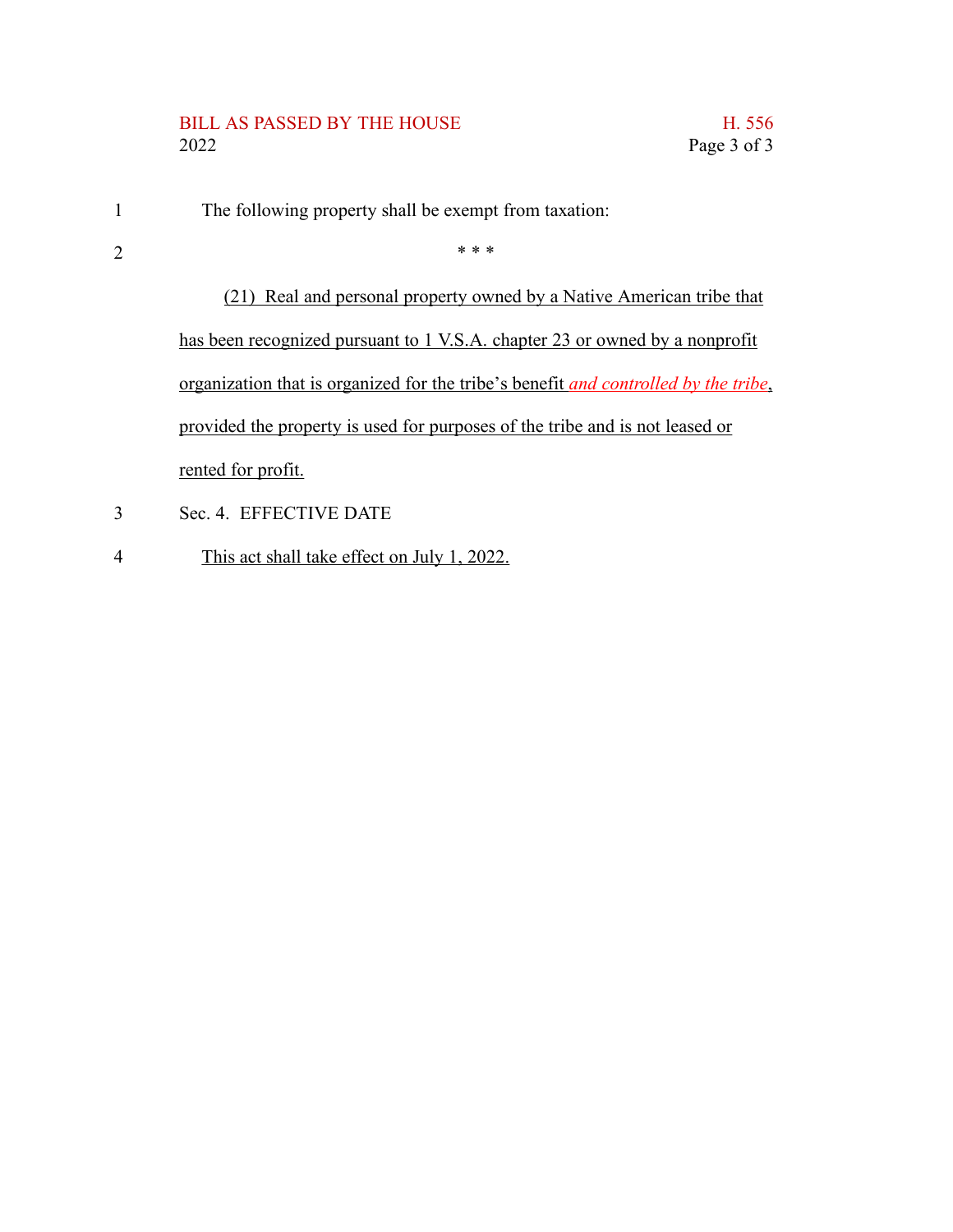The following property shall be exempt from taxation:

\* \* \*

(21) Real and personal property owned by a Native American tribe that has been recognized pursuant to 1 V.S.A. chapter 23 or owned by a nonprofit organization that is organized for the tribe's benefit *and controlled by the tribe*, provided the property is used for purposes of the tribe and is not leased or rented for profit.

Sec. 4. EFFECTIVE DATE

This act shall take effect on July 1, 2022.